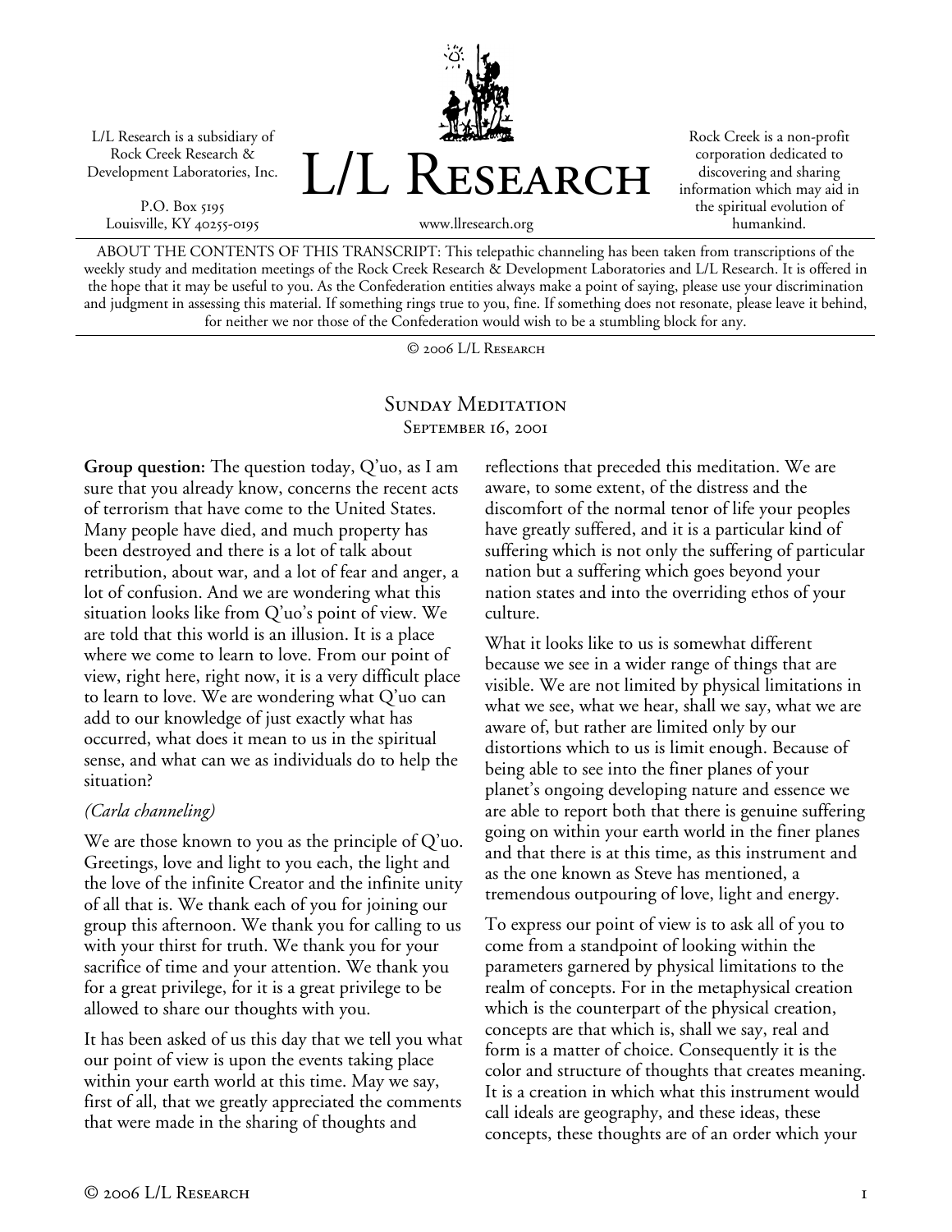L/L Research is a subsidiary of Rock Creek Research & Development Laboratories, Inc.

P.O. Box 5195
Louisville, KY 40255-0195

# L/L Research

www.llresearch.org

Rock Creek is a non-profit corporation dedicated to discovering and sharing information which may aid in the spiritual evolution of humankind.

ABOUT THE CONTENTS OF THIS TRANSCRIPT: This telepathic channeling has been taken from transcriptions of the weekly study and meditation meetings of the Rock Creek Research & Development Laboratories and L/L Research. It is offered in the hope that it may be useful to you. As the Confederation entities always make a point of saying, please use your discrimination and judgment in assessing this material. If something rings true to you, fine. If something does not resonate, please leave it behind, for neither we nor those of the Confederation would wish to be a stumbling block for any.

© 2006 L/L Research

## Sunday Meditation
### September 16, 2001

**Group question:** The question today, Q'uo, as I am sure that you already know, concerns the recent acts of terrorism that have come to the United States. Many people have died, and much property has been destroyed and there is a lot of talk about retribution, about war, and a lot of fear and anger, a lot of confusion. And we are wondering what this situation looks like from Q'uo's point of view. We are told that this world is an illusion. It is a place where we come to learn to love. From our point of view, right here, right now, it is a very difficult place to learn to love. We are wondering what Q'uo can add to our knowledge of just exactly what has occurred, what does it mean to us in the spiritual sense, and what can we as individuals do to help the situation?

*(Carla channeling)*

We are those known to you as the principle of Q'uo. Greetings, love and light to you each, the light and the love of the infinite Creator and the infinite unity of all that is. We thank each of you for joining our group this afternoon. We thank you for calling to us with your thirst for truth. We thank you for your sacrifice of time and your attention. We thank you for a great privilege, for it is a great privilege to be allowed to share our thoughts with you.

It has been asked of us this day that we tell you what our point of view is upon the events taking place within your earth world at this time. May we say, first of all, that we greatly appreciated the comments that were made in the sharing of thoughts and reflections that preceded this meditation. We are aware, to some extent, of the distress and the discomfort of the normal tenor of life your peoples have greatly suffered, and it is a particular kind of suffering which is not only the suffering of particular nation but a suffering which goes beyond your nation states and into the overriding ethos of your culture.

What it looks like to us is somewhat different because we see in a wider range of things that are visible. We are not limited by physical limitations in what we see, what we hear, shall we say, what we are aware of, but rather are limited only by our distortions which to us is limit enough. Because of being able to see into the finer planes of your planet's ongoing developing nature and essence we are able to report both that there is genuine suffering going on within your earth world in the finer planes and that there is at this time, as this instrument and as the one known as Steve has mentioned, a tremendous outpouring of love, light and energy.

To express our point of view is to ask all of you to come from a standpoint of looking within the parameters garnered by physical limitations to the realm of concepts. For in the metaphysical creation which is the counterpart of the physical creation, concepts are that which is, shall we say, real and form is a matter of choice. Consequently it is the color and structure of thoughts that creates meaning. It is a creation in which what this instrument would call ideals are geography, and these ideas, these concepts, these thoughts are of an order which your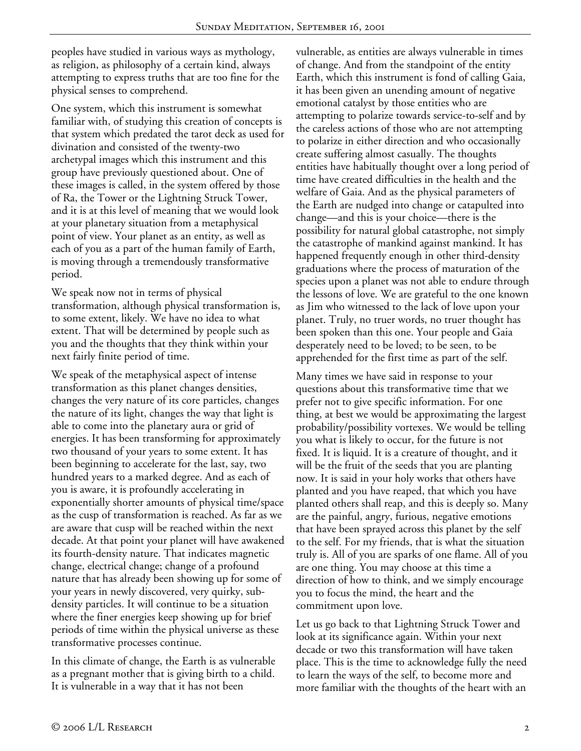peoples have studied in various ways as mythology, as religion, as philosophy of a certain kind, always attempting to express truths that are too fine for the physical senses to comprehend.

One system, which this instrument is somewhat familiar with, of studying this creation of concepts is that system which predated the tarot deck as used for divination and consisted of the twenty-two archetypal images which this instrument and this group have previously questioned about. One of these images is called, in the system offered by those of Ra, the Tower or the Lightning Struck Tower, and it is at this level of meaning that we would look at your planetary situation from a metaphysical point of view. Your planet as an entity, as well as each of you as a part of the human family of Earth, is moving through a tremendously transformative period.

We speak now not in terms of physical transformation, although physical transformation is, to some extent, likely. We have no idea to what extent. That will be determined by people such as you and the thoughts that they think within your next fairly finite period of time.

We speak of the metaphysical aspect of intense transformation as this planet changes densities, changes the very nature of its core particles, changes the nature of its light, changes the way that light is able to come into the planetary aura or grid of energies. It has been transforming for approximately two thousand of your years to some extent. It has been beginning to accelerate for the last, say, two hundred years to a marked degree. And as each of you is aware, it is profoundly accelerating in exponentially shorter amounts of physical time/space as the cusp of transformation is reached. As far as we are aware that cusp will be reached within the next decade. At that point your planet will have awakened its fourth-density nature. That indicates magnetic change, electrical change; change of a profound nature that has already been showing up for some of your years in newly discovered, very quirky, sub-density particles. It will continue to be a situation where the finer energies keep showing up for brief periods of time within the physical universe as these transformative processes continue.

In this climate of change, the Earth is as vulnerable as a pregnant mother that is giving birth to a child. It is vulnerable in a way that it has not been vulnerable, as entities are always vulnerable in times of change. And from the standpoint of the entity Earth, which this instrument is fond of calling Gaia, it has been given an unending amount of negative emotional catalyst by those entities who are attempting to polarize towards service-to-self and by the careless actions of those who are not attempting to polarize in either direction and who occasionally create suffering almost casually. The thoughts entities have habitually thought over a long period of time have created difficulties in the health and the welfare of Gaia. And as the physical parameters of the Earth are nudged into change or catapulted into change—and this is your choice—there is the possibility for natural global catastrophe, not simply the catastrophe of mankind against mankind. It has happened frequently enough in other third-density graduations where the process of maturation of the species upon a planet was not able to endure through the lessons of love. We are grateful to the one known as Jim who witnessed to the lack of love upon your planet. Truly, no truer words, no truer thought has been spoken than this one. Your people and Gaia desperately need to be loved; to be seen, to be apprehended for the first time as part of the self.

Many times we have said in response to your questions about this transformative time that we prefer not to give specific information. For one thing, at best we would be approximating the largest probability/possibility vortexes. We would be telling you what is likely to occur, for the future is not fixed. It is liquid. It is a creature of thought, and it will be the fruit of the seeds that you are planting now. It is said in your holy works that others have planted and you have reaped, that which you have planted others shall reap, and this is deeply so. Many are the painful, angry, furious, negative emotions that have been sprayed across this planet by the self to the self. For my friends, that is what the situation truly is. All of you are sparks of one flame. All of you are one thing. You may choose at this time a direction of how to think, and we simply encourage you to focus the mind, the heart and the commitment upon love.

Let us go back to that Lightning Struck Tower and look at its significance again. Within your next decade or two this transformation will have taken place. This is the time to acknowledge fully the need to learn the ways of the self, to become more and more familiar with the thoughts of the heart with an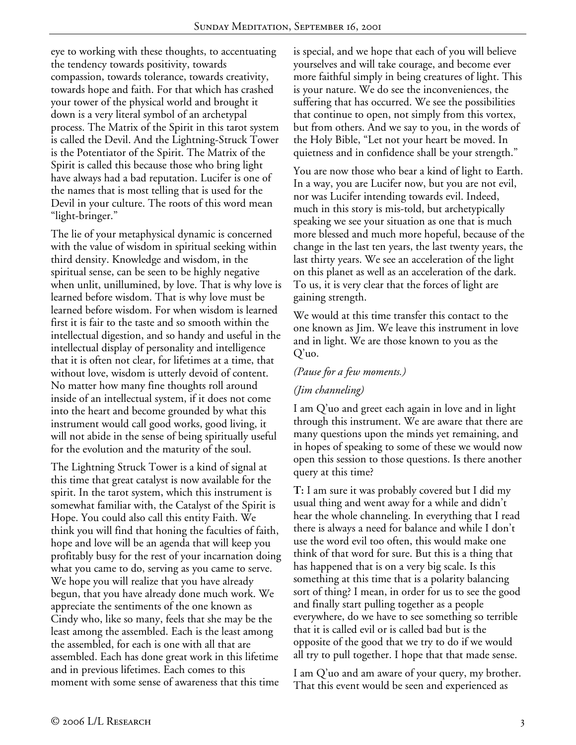eye to working with these thoughts, to accentuating the tendency towards positivity, towards compassion, towards tolerance, towards creativity, towards hope and faith. For that which has crashed your tower of the physical world and brought it down is a very literal symbol of an archetypal process. The Matrix of the Spirit in this tarot system is called the Devil. And the Lightning-Struck Tower is the Potentiator of the Spirit. The Matrix of the Spirit is called this because those who bring light have always had a bad reputation. Lucifer is one of the names that is most telling that is used for the Devil in your culture. The roots of this word mean "light-bringer."

The lie of your metaphysical dynamic is concerned with the value of wisdom in spiritual seeking within third density. Knowledge and wisdom, in the spiritual sense, can be seen to be highly negative when unlit, unillumined, by love. That is why love is learned before wisdom. That is why love must be learned before wisdom. For when wisdom is learned first it is fair to the taste and so smooth within the intellectual digestion, and so handy and useful in the intellectual display of personality and intelligence that it is often not clear, for lifetimes at a time, that without love, wisdom is utterly devoid of content. No matter how many fine thoughts roll around inside of an intellectual system, if it does not come into the heart and become grounded by what this instrument would call good works, good living, it will not abide in the sense of being spiritually useful for the evolution and the maturity of the soul.

The Lightning Struck Tower is a kind of signal at this time that great catalyst is now available for the spirit. In the tarot system, which this instrument is somewhat familiar with, the Catalyst of the Spirit is Hope. You could also call this entity Faith. We think you will find that honing the faculties of faith, hope and love will be an agenda that will keep you profitably busy for the rest of your incarnation doing what you came to do, serving as you came to serve. We hope you will realize that you have already begun, that you have already done much work. We appreciate the sentiments of the one known as Cindy who, like so many, feels that she may be the least among the assembled. Each is the least among the assembled, for each is one with all that are assembled. Each has done great work in this lifetime and in previous lifetimes. Each comes to this moment with some sense of awareness that this time is special, and we hope that each of you will believe yourselves and will take courage, and become ever more faithful simply in being creatures of light. This is your nature. We do see the inconveniences, the suffering that has occurred. We see the possibilities that continue to open, not simply from this vortex, but from others. And we say to you, in the words of the Holy Bible, "Let not your heart be moved. In quietness and in confidence shall be your strength."

You are now those who bear a kind of light to Earth. In a way, you are Lucifer now, but you are not evil, nor was Lucifer intending towards evil. Indeed, much in this story is mis-told, but archetypically speaking we see your situation as one that is much more blessed and much more hopeful, because of the change in the last ten years, the last twenty years, the last thirty years. We see an acceleration of the light on this planet as well as an acceleration of the dark. To us, it is very clear that the forces of light are gaining strength.

We would at this time transfer this contact to the one known as Jim. We leave this instrument in love and in light. We are those known to you as the Q'uo.

*(Pause for a few moments.)*

*(Jim channeling)*

I am Q'uo and greet each again in love and in light through this instrument. We are aware that there are many questions upon the minds yet remaining, and in hopes of speaking to some of these we would now open this session to those questions. Is there another query at this time?

**T:** I am sure it was probably covered but I did my usual thing and went away for a while and didn't hear the whole channeling. In everything that I read there is always a need for balance and while I don't use the word evil too often, this would make one think of that word for sure. But this is a thing that has happened that is on a very big scale. Is this something at this time that is a polarity balancing sort of thing? I mean, in order for us to see the good and finally start pulling together as a people everywhere, do we have to see something so terrible that it is called evil or is called bad but is the opposite of the good that we try to do if we would all try to pull together. I hope that that made sense.

I am Q'uo and am aware of your query, my brother. That this event would be seen and experienced as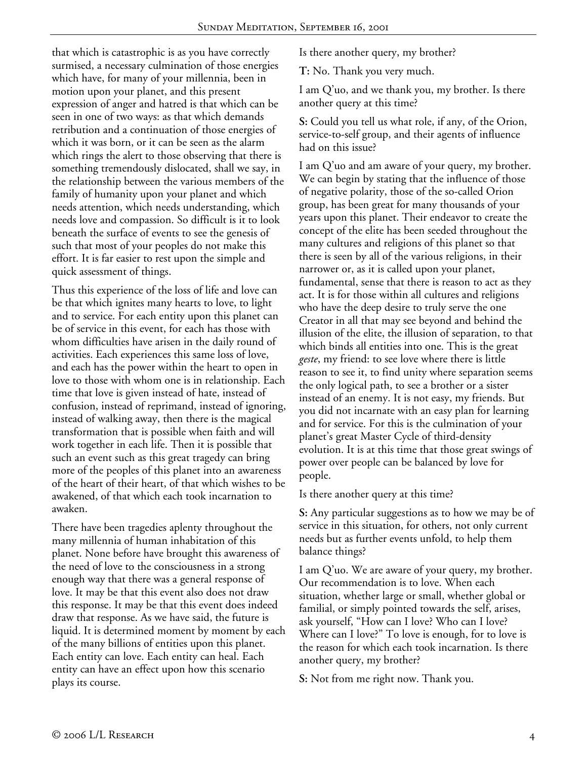that which is catastrophic is as you have correctly surmised, a necessary culmination of those energies which have, for many of your millennia, been in motion upon your planet, and this present expression of anger and hatred is that which can be seen in one of two ways: as that which demands retribution and a continuation of those energies of which it was born, or it can be seen as the alarm which rings the alert to those observing that there is something tremendously dislocated, shall we say, in the relationship between the various members of the family of humanity upon your planet and which needs attention, which needs understanding, which needs love and compassion. So difficult is it to look beneath the surface of events to see the genesis of such that most of your peoples do not make this effort. It is far easier to rest upon the simple and quick assessment of things.

Thus this experience of the loss of life and love can be that which ignites many hearts to love, to light and to service. For each entity upon this planet can be of service in this event, for each has those with whom difficulties have arisen in the daily round of activities. Each experiences this same loss of love, and each has the power within the heart to open in love to those with whom one is in relationship. Each time that love is given instead of hate, instead of confusion, instead of reprimand, instead of ignoring, instead of walking away, then there is the magical transformation that is possible when faith and will work together in each life. Then it is possible that such an event such as this great tragedy can bring more of the peoples of this planet into an awareness of the heart of their heart, of that which wishes to be awakened, of that which each took incarnation to awaken.

There have been tragedies aplenty throughout the many millennia of human inhabitation of this planet. None before have brought this awareness of the need of love to the consciousness in a strong enough way that there was a general response of love. It may be that this event also does not draw this response. It may be that this event does indeed draw that response. As we have said, the future is liquid. It is determined moment by moment by each of the many billions of entities upon this planet. Each entity can love. Each entity can heal. Each entity can have an effect upon how this scenario plays its course.

Is there another query, my brother?

**T:** No. Thank you very much.

I am Q'uo, and we thank you, my brother. Is there another query at this time?

**S:** Could you tell us what role, if any, of the Orion, service-to-self group, and their agents of influence had on this issue?

I am Q'uo and am aware of your query, my brother. We can begin by stating that the influence of those of negative polarity, those of the so-called Orion group, has been great for many thousands of your years upon this planet. Their endeavor to create the concept of the elite has been seeded throughout the many cultures and religions of this planet so that there is seen by all of the various religions, in their narrower or, as it is called upon your planet, fundamental, sense that there is reason to act as they act. It is for those within all cultures and religions who have the deep desire to truly serve the one Creator in all that may see beyond and behind the illusion of the elite, the illusion of separation, to that which binds all entities into one. This is the great *geste*, my friend: to see love where there is little reason to see it, to find unity where separation seems the only logical path, to see a brother or a sister instead of an enemy. It is not easy, my friends. But you did not incarnate with an easy plan for learning and for service. For this is the culmination of your planet's great Master Cycle of third-density evolution. It is at this time that those great swings of power over people can be balanced by love for people.

Is there another query at this time?

**S:** Any particular suggestions as to how we may be of service in this situation, for others, not only current needs but as further events unfold, to help them balance things?

I am Q'uo. We are aware of your query, my brother. Our recommendation is to love. When each situation, whether large or small, whether global or familial, or simply pointed towards the self, arises, ask yourself, "How can I love? Who can I love? Where can I love?" To love is enough, for to love is the reason for which each took incarnation. Is there another query, my brother?

**S:** Not from me right now. Thank you.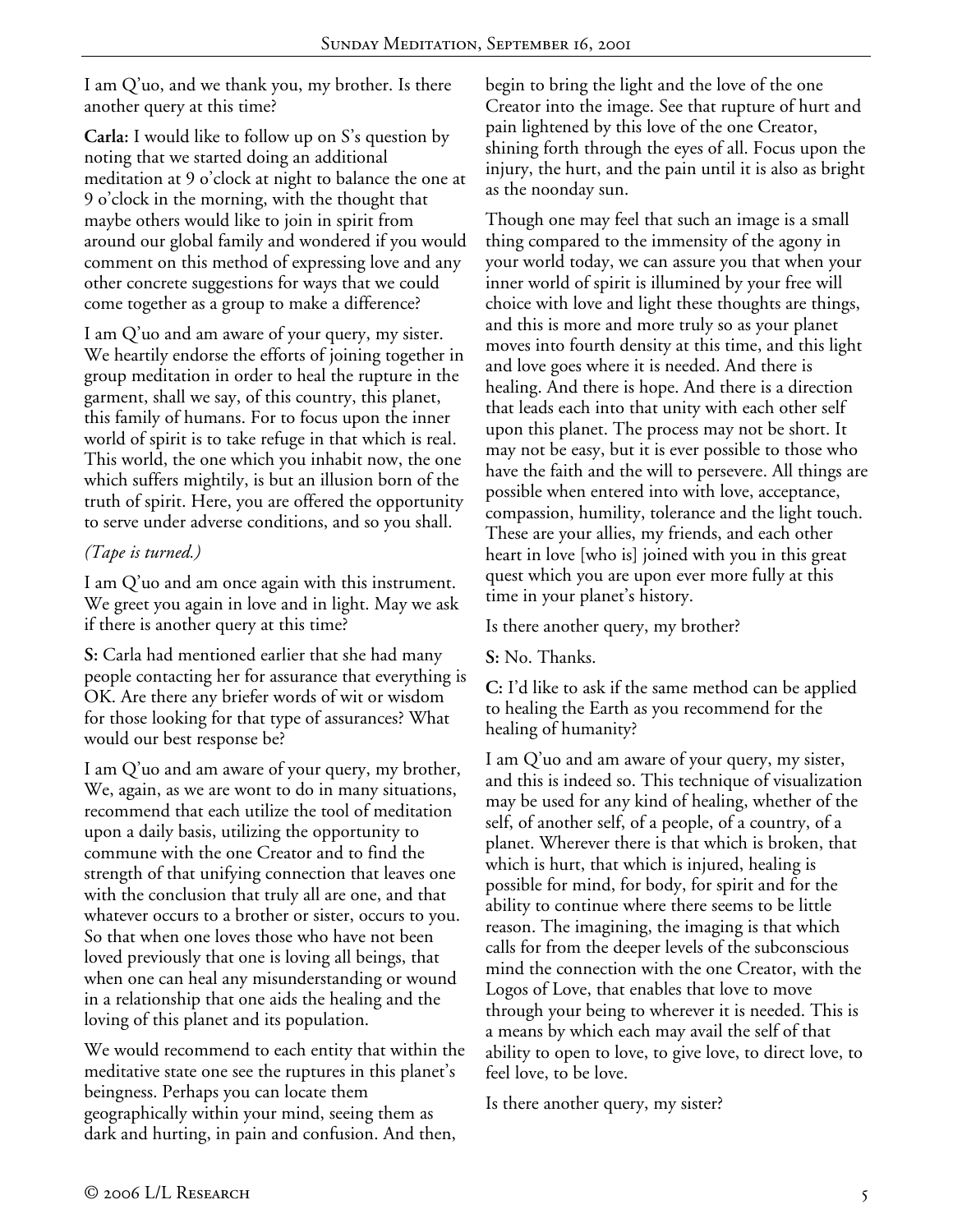I am Q'uo, and we thank you, my brother. Is there another query at this time?

**Carla:** I would like to follow up on S's question by noting that we started doing an additional meditation at 9 o'clock at night to balance the one at 9 o'clock in the morning, with the thought that maybe others would like to join in spirit from around our global family and wondered if you would comment on this method of expressing love and any other concrete suggestions for ways that we could come together as a group to make a difference?

I am Q'uo and am aware of your query, my sister. We heartily endorse the efforts of joining together in group meditation in order to heal the rupture in the garment, shall we say, of this country, this planet, this family of humans. For to focus upon the inner world of spirit is to take refuge in that which is real. This world, the one which you inhabit now, the one which suffers mightily, is but an illusion born of the truth of spirit. Here, you are offered the opportunity to serve under adverse conditions, and so you shall.

*(Tape is turned.)*

I am Q'uo and am once again with this instrument. We greet you again in love and in light. May we ask if there is another query at this time?

**S:** Carla had mentioned earlier that she had many people contacting her for assurance that everything is OK. Are there any briefer words of wit or wisdom for those looking for that type of assurances? What would our best response be?

I am Q'uo and am aware of your query, my brother, We, again, as we are wont to do in many situations, recommend that each utilize the tool of meditation upon a daily basis, utilizing the opportunity to commune with the one Creator and to find the strength of that unifying connection that leaves one with the conclusion that truly all are one, and that whatever occurs to a brother or sister, occurs to you. So that when one loves those who have not been loved previously that one is loving all beings, that when one can heal any misunderstanding or wound in a relationship that one aids the healing and the loving of this planet and its population.

We would recommend to each entity that within the meditative state one see the ruptures in this planet's beingness. Perhaps you can locate them geographically within your mind, seeing them as dark and hurting, in pain and confusion. And then, begin to bring the light and the love of the one Creator into the image. See that rupture of hurt and pain lightened by this love of the one Creator, shining forth through the eyes of all. Focus upon the injury, the hurt, and the pain until it is also as bright as the noonday sun.

Though one may feel that such an image is a small thing compared to the immensity of the agony in your world today, we can assure you that when your inner world of spirit is illumined by your free will choice with love and light these thoughts are things, and this is more and more truly so as your planet moves into fourth density at this time, and this light and love goes where it is needed. And there is healing. And there is hope. And there is a direction that leads each into that unity with each other self upon this planet. The process may not be short. It may not be easy, but it is ever possible to those who have the faith and the will to persevere. All things are possible when entered into with love, acceptance, compassion, humility, tolerance and the light touch. These are your allies, my friends, and each other heart in love [who is] joined with you in this great quest which you are upon ever more fully at this time in your planet's history.

Is there another query, my brother?

**S:** No. Thanks.

**C:** I'd like to ask if the same method can be applied to healing the Earth as you recommend for the healing of humanity?

I am Q'uo and am aware of your query, my sister, and this is indeed so. This technique of visualization may be used for any kind of healing, whether of the self, of another self, of a people, of a country, of a planet. Wherever there is that which is broken, that which is hurt, that which is injured, healing is possible for mind, for body, for spirit and for the ability to continue where there seems to be little reason. The imagining, the imaging is that which calls for from the deeper levels of the subconscious mind the connection with the one Creator, with the Logos of Love, that enables that love to move through your being to wherever it is needed. This is a means by which each may avail the self of that ability to open to love, to give love, to direct love, to feel love, to be love.

Is there another query, my sister?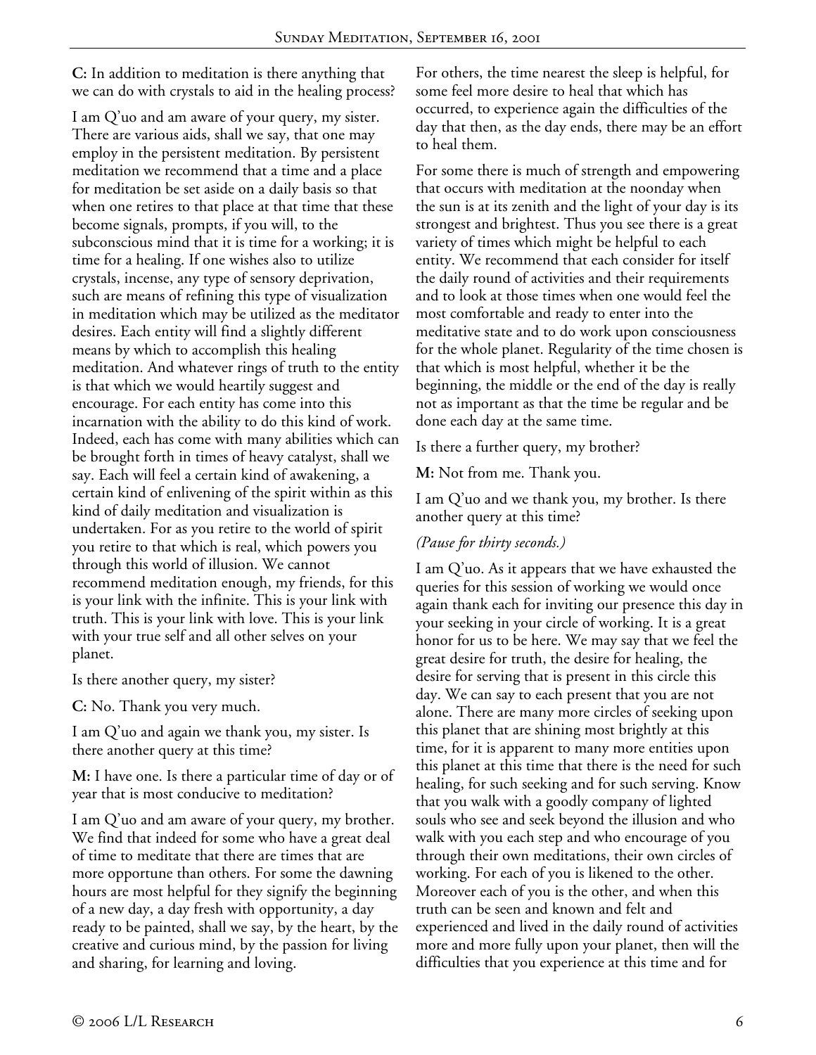**C:** In addition to meditation is there anything that we can do with crystals to aid in the healing process?

I am Q'uo and am aware of your query, my sister. There are various aids, shall we say, that one may employ in the persistent meditation. By persistent meditation we recommend that a time and a place for meditation be set aside on a daily basis so that when one retires to that place at that time that these become signals, prompts, if you will, to the subconscious mind that it is time for a working; it is time for a healing. If one wishes also to utilize crystals, incense, any type of sensory deprivation, such are means of refining this type of visualization in meditation which may be utilized as the meditator desires. Each entity will find a slightly different means by which to accomplish this healing meditation. And whatever rings of truth to the entity is that which we would heartily suggest and encourage. For each entity has come into this incarnation with the ability to do this kind of work. Indeed, each has come with many abilities which can be brought forth in times of heavy catalyst, shall we say. Each will feel a certain kind of awakening, a certain kind of enlivening of the spirit within as this kind of daily meditation and visualization is undertaken. For as you retire to the world of spirit you retire to that which is real, which powers you through this world of illusion. We cannot recommend meditation enough, my friends, for this is your link with the infinite. This is your link with truth. This is your link with love. This is your link with your true self and all other selves on your planet.

Is there another query, my sister?

**C:** No. Thank you very much.

I am Q'uo and again we thank you, my sister. Is there another query at this time?

**M:** I have one. Is there a particular time of day or of year that is most conducive to meditation?

I am Q'uo and am aware of your query, my brother. We find that indeed for some who have a great deal of time to meditate that there are times that are more opportune than others. For some the dawning hours are most helpful for they signify the beginning of a new day, a day fresh with opportunity, a day ready to be painted, shall we say, by the heart, by the creative and curious mind, by the passion for living and sharing, for learning and loving.

For others, the time nearest the sleep is helpful, for some feel more desire to heal that which has occurred, to experience again the difficulties of the day that then, as the day ends, there may be an effort to heal them.

For some there is much of strength and empowering that occurs with meditation at the noonday when the sun is at its zenith and the light of your day is its strongest and brightest. Thus you see there is a great variety of times which might be helpful to each entity. We recommend that each consider for itself the daily round of activities and their requirements and to look at those times when one would feel the most comfortable and ready to enter into the meditative state and to do work upon consciousness for the whole planet. Regularity of the time chosen is that which is most helpful, whether it be the beginning, the middle or the end of the day is really not as important as that the time be regular and be done each day at the same time.

Is there a further query, my brother?

**M:** Not from me. Thank you.

I am Q'uo and we thank you, my brother. Is there another query at this time?

*(Pause for thirty seconds.)*

I am Q'uo. As it appears that we have exhausted the queries for this session of working we would once again thank each for inviting our presence this day in your seeking in your circle of working. It is a great honor for us to be here. We may say that we feel the great desire for truth, the desire for healing, the desire for serving that is present in this circle this day. We can say to each present that you are not alone. There are many more circles of seeking upon this planet that are shining most brightly at this time, for it is apparent to many more entities upon this planet at this time that there is the need for such healing, for such seeking and for such serving. Know that you walk with a goodly company of lighted souls who see and seek beyond the illusion and who walk with you each step and who encourage of you through their own meditations, their own circles of working. For each of you is likened to the other. Moreover each of you is the other, and when this truth can be seen and known and felt and experienced and lived in the daily round of activities more and more fully upon your planet, then will the difficulties that you experience at this time and for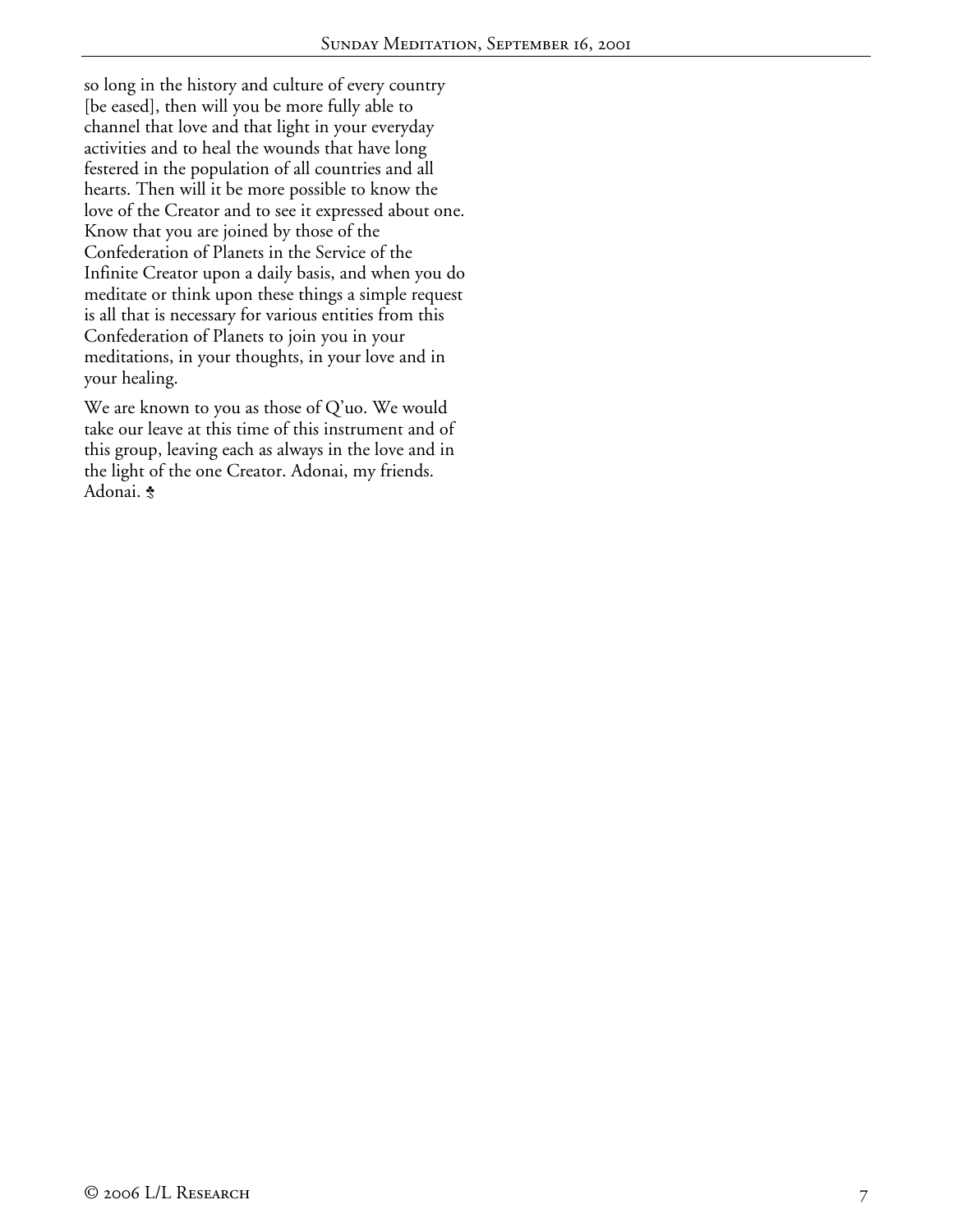so long in the history and culture of every country [be eased], then will you be more fully able to channel that love and that light in your everyday activities and to heal the wounds that have long festered in the population of all countries and all hearts. Then will it be more possible to know the love of the Creator and to see it expressed about one. Know that you are joined by those of the Confederation of Planets in the Service of the Infinite Creator upon a daily basis, and when you do meditate or think upon these things a simple request is all that is necessary for various entities from this Confederation of Planets to join you in your meditations, in your thoughts, in your love and in your healing.

We are known to you as those of Q'uo. We would take our leave at this time of this instrument and of this group, leaving each as always in the love and in the light of the one Creator. Adonai, my friends. Adonai. ♱